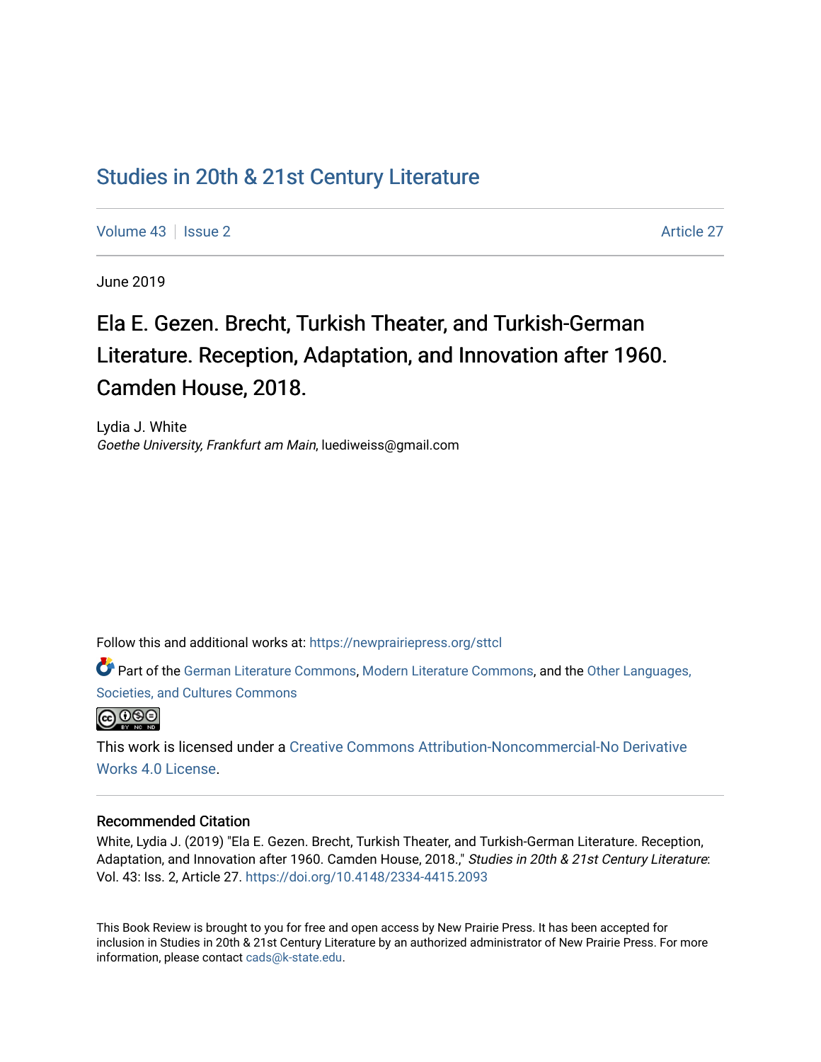# Studies in 20th & 21st Century Literature

Volume 43 | Issue 2 | Article 27

June 2019

## Ela E. Gezen. Brecht, Turkish Theater, and Turkish-German Literature. Reception, Adaptation, and Innovation after 1960. Camden House, 2018.

Lydia J. White
*Goethe University, Frankfurt am Main*, luediweiss@gmail.com

Follow this and additional works at: https://newprairiepress.org/sttcl

Part of the German Literature Commons, Modern Literature Commons, and the Other Languages, Societies, and Cultures Commons

This work is licensed under a Creative Commons Attribution-Noncommercial-No Derivative Works 4.0 License.

### Recommended Citation

White, Lydia J. (2019) "Ela E. Gezen. Brecht, Turkish Theater, and Turkish-German Literature. Reception, Adaptation, and Innovation after 1960. Camden House, 2018.," *Studies in 20th & 21st Century Literature*: Vol. 43: Iss. 2, Article 27. https://doi.org/10.4148/2334-4415.2093

This Book Review is brought to you for free and open access by New Prairie Press. It has been accepted for inclusion in Studies in 20th & 21st Century Literature by an authorized administrator of New Prairie Press. For more information, please contact cads@k-state.edu.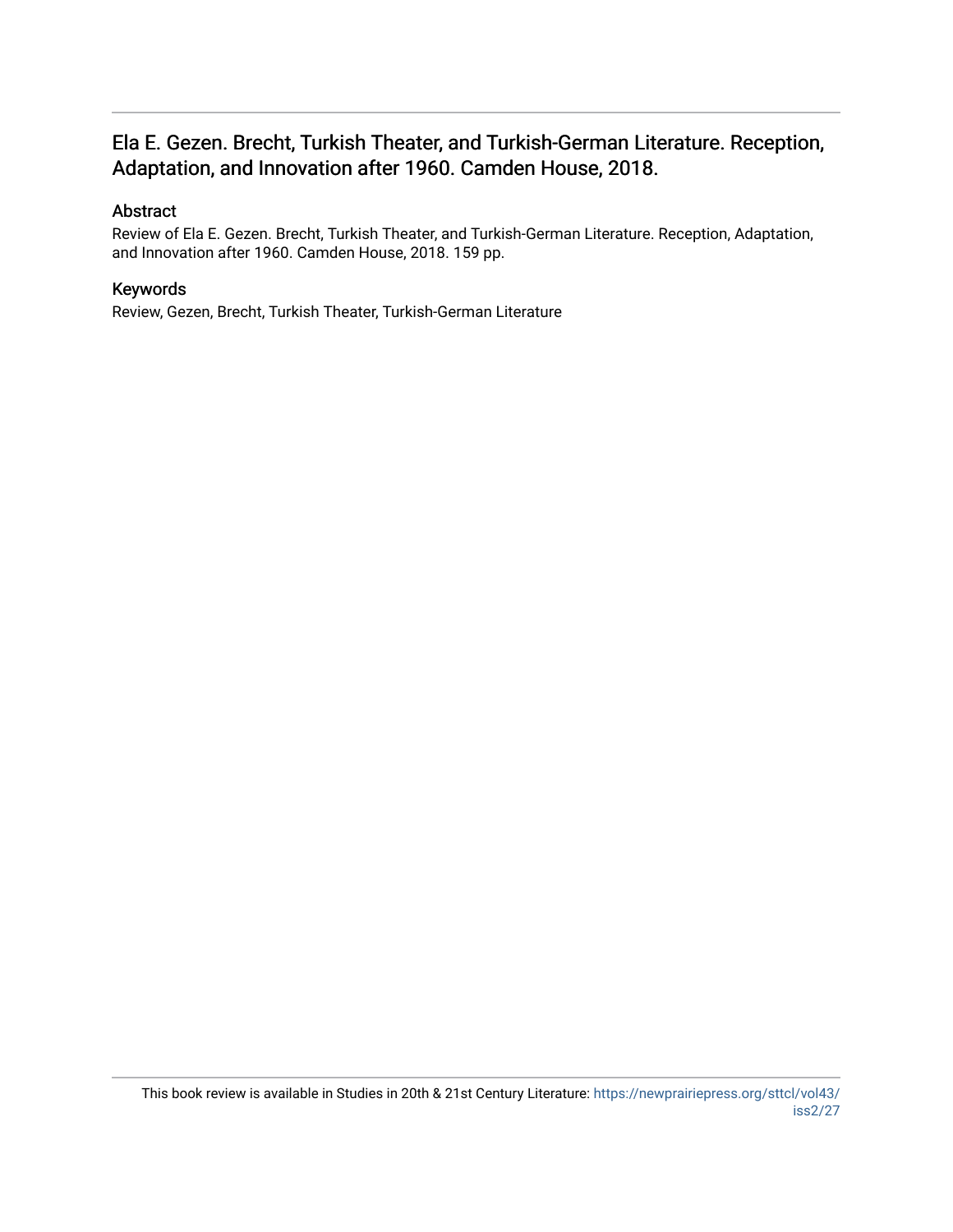## Ela E. Gezen. Brecht, Turkish Theater, and Turkish-German Literature. Reception, Adaptation, and Innovation after 1960. Camden House, 2018.

### Abstract

Review of Ela E. Gezen. Brecht, Turkish Theater, and Turkish-German Literature. Reception, Adaptation, and Innovation after 1960. Camden House, 2018. 159 pp.

### Keywords

Review, Gezen, Brecht, Turkish Theater, Turkish-German Literature

This book review is available in Studies in 20th & 21st Century Literature: https://newprairiepress.org/sttcl/vol43/iss2/27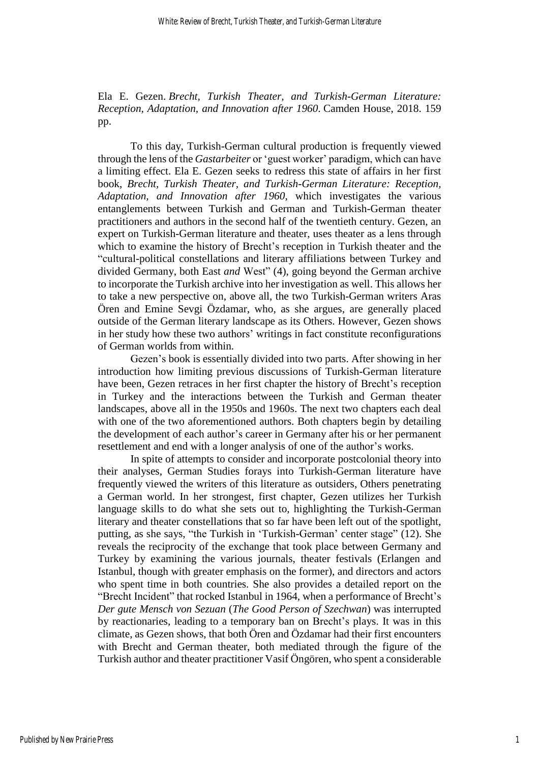Ela E. Gezen. *Brecht, Turkish Theater, and Turkish-German Literature: Reception, Adaptation, and Innovation after 1960*. Camden House, 2018. 159 pp.

To this day, Turkish-German cultural production is frequently viewed through the lens of the *Gastarbeiter* or 'guest worker' paradigm, which can have a limiting effect. Ela E. Gezen seeks to redress this state of affairs in her first book, *Brecht, Turkish Theater, and Turkish-German Literature: Reception, Adaptation, and Innovation after 1960*, which investigates the various entanglements between Turkish and German and Turkish-German theater practitioners and authors in the second half of the twentieth century. Gezen, an expert on Turkish-German literature and theater, uses theater as a lens through which to examine the history of Brecht's reception in Turkish theater and the "cultural-political constellations and literary affiliations between Turkey and divided Germany, both East *and* West" (4), going beyond the German archive to incorporate the Turkish archive into her investigation as well. This allows her to take a new perspective on, above all, the two Turkish-German writers Aras Ören and Emine Sevgi Özdamar, who, as she argues, are generally placed outside of the German literary landscape as its Others. However, Gezen shows in her study how these two authors' writings in fact constitute reconfigurations of German worlds from within.

Gezen's book is essentially divided into two parts. After showing in her introduction how limiting previous discussions of Turkish-German literature have been, Gezen retraces in her first chapter the history of Brecht's reception in Turkey and the interactions between the Turkish and German theater landscapes, above all in the 1950s and 1960s. The next two chapters each deal with one of the two aforementioned authors. Both chapters begin by detailing the development of each author's career in Germany after his or her permanent resettlement and end with a longer analysis of one of the author's works.

In spite of attempts to consider and incorporate postcolonial theory into their analyses, German Studies forays into Turkish-German literature have frequently viewed the writers of this literature as outsiders, Others penetrating a German world. In her strongest, first chapter, Gezen utilizes her Turkish language skills to do what she sets out to, highlighting the Turkish-German literary and theater constellations that so far have been left out of the spotlight, putting, as she says, "the Turkish in 'Turkish-German' center stage" (12). She reveals the reciprocity of the exchange that took place between Germany and Turkey by examining the various journals, theater festivals (Erlangen and Istanbul, though with greater emphasis on the former), and directors and actors who spent time in both countries. She also provides a detailed report on the "Brecht Incident" that rocked Istanbul in 1964, when a performance of Brecht's *Der gute Mensch von Sezuan* (*The Good Person of Szechwan*) was interrupted by reactionaries, leading to a temporary ban on Brecht's plays. It was in this climate, as Gezen shows, that both Ören and Özdamar had their first encounters with Brecht and German theater, both mediated through the figure of the Turkish author and theater practitioner Vasif Öngören, who spent a considerable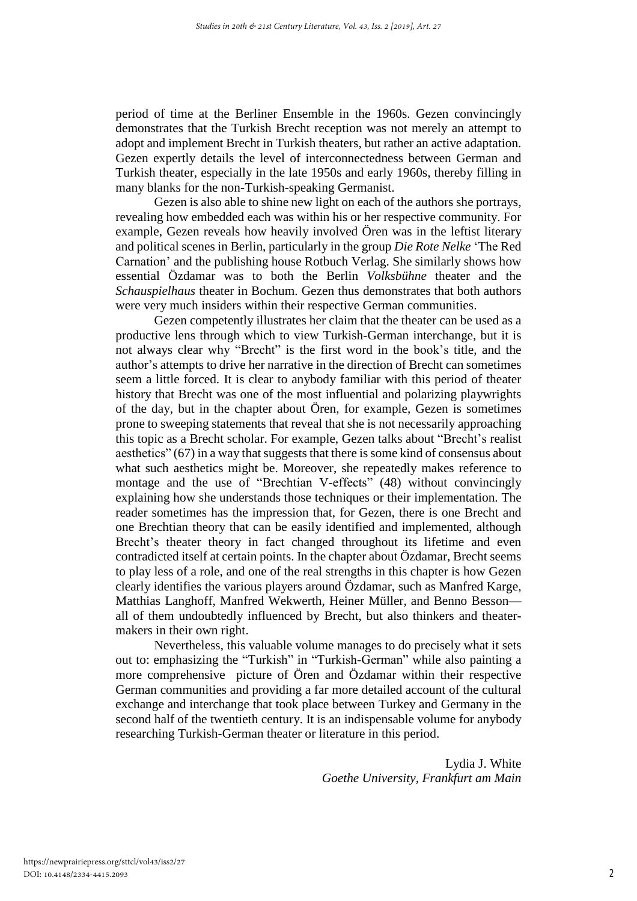period of time at the Berliner Ensemble in the 1960s. Gezen convincingly demonstrates that the Turkish Brecht reception was not merely an attempt to adopt and implement Brecht in Turkish theaters, but rather an active adaptation. Gezen expertly details the level of interconnectedness between German and Turkish theater, especially in the late 1950s and early 1960s, thereby filling in many blanks for the non-Turkish-speaking Germanist.

Gezen is also able to shine new light on each of the authors she portrays, revealing how embedded each was within his or her respective community. For example, Gezen reveals how heavily involved Ören was in the leftist literary and political scenes in Berlin, particularly in the group *Die Rote Nelke* 'The Red Carnation' and the publishing house Rotbuch Verlag. She similarly shows how essential Özdamar was to both the Berlin *Volksbühne* theater and the *Schauspielhaus* theater in Bochum. Gezen thus demonstrates that both authors were very much insiders within their respective German communities.

Gezen competently illustrates her claim that the theater can be used as a productive lens through which to view Turkish-German interchange, but it is not always clear why "Brecht" is the first word in the book's title, and the author's attempts to drive her narrative in the direction of Brecht can sometimes seem a little forced. It is clear to anybody familiar with this period of theater history that Brecht was one of the most influential and polarizing playwrights of the day, but in the chapter about Ören, for example, Gezen is sometimes prone to sweeping statements that reveal that she is not necessarily approaching this topic as a Brecht scholar. For example, Gezen talks about "Brecht's realist aesthetics" (67) in a way that suggests that there is some kind of consensus about what such aesthetics might be. Moreover, she repeatedly makes reference to montage and the use of "Brechtian V-effects" (48) without convincingly explaining how she understands those techniques or their implementation. The reader sometimes has the impression that, for Gezen, there is one Brecht and one Brechtian theory that can be easily identified and implemented, although Brecht's theater theory in fact changed throughout its lifetime and even contradicted itself at certain points. In the chapter about Özdamar, Brecht seems to play less of a role, and one of the real strengths in this chapter is how Gezen clearly identifies the various players around Özdamar, such as Manfred Karge, Matthias Langhoff, Manfred Wekwerth, Heiner Müller, and Benno Besson—all of them undoubtedly influenced by Brecht, but also thinkers and theater-makers in their own right.

Nevertheless, this valuable volume manages to do precisely what it sets out to: emphasizing the "Turkish" in "Turkish-German" while also painting a more comprehensive picture of Ören and Özdamar within their respective German communities and providing a far more detailed account of the cultural exchange and interchange that took place between Turkey and Germany in the second half of the twentieth century. It is an indispensable volume for anybody researching Turkish-German theater or literature in this period.

Lydia J. White
*Goethe University, Frankfurt am Main*